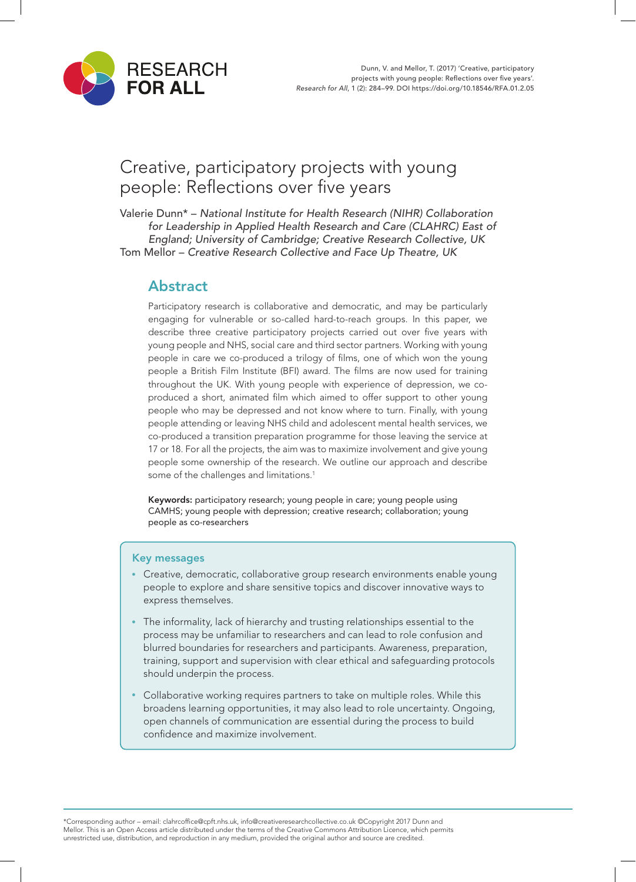Dunn, V. and Mellor, T. (2017) 'Creative, participatory projects with young people: Reflections over five years'. *Research for All*, 1 (2): 284–99. DOI https://doi.org/10.18546/RFA.01.2.05

# Creative, participatory projects with young people: Reflections over five years

Valerie Dunn* – *National Institute for Health Research (NIHR) Collaboration for Leadership in Applied Health Research and Care (CLAHRC) East of England; University of Cambridge; Creative Research Collective, UK*
Tom Mellor – *Creative Research Collective and Face Up Theatre, UK*

## Abstract

Participatory research is collaborative and democratic, and may be particularly engaging for vulnerable or so-called hard-to-reach groups. In this paper, we describe three creative participatory projects carried out over five years with young people and NHS, social care and third sector partners. Working with young people in care we co-produced a trilogy of films, one of which won the young people a British Film Institute (BFI) award. The films are now used for training throughout the UK. With young people with experience of depression, we co-produced a short, animated film which aimed to offer support to other young people who may be depressed and not know where to turn. Finally, with young people attending or leaving NHS child and adolescent mental health services, we co-produced a transition preparation programme for those leaving the service at 17 or 18. For all the projects, the aim was to maximize involvement and give young people some ownership of the research. We outline our approach and describe some of the challenges and limitations.[1]

**Keywords:** participatory research; young people in care; young people using CAMHS; young people with depression; creative research; collaboration; young people as co-researchers

### Key messages

- Creative, democratic, collaborative group research environments enable young people to explore and share sensitive topics and discover innovative ways to express themselves.
- The informality, lack of hierarchy and trusting relationships essential to the process may be unfamiliar to researchers and can lead to role confusion and blurred boundaries for researchers and participants. Awareness, preparation, training, support and supervision with clear ethical and safeguarding protocols should underpin the process.
- Collaborative working requires partners to take on multiple roles. While this broadens learning opportunities, it may also lead to role uncertainty. Ongoing, open channels of communication are essential during the process to build confidence and maximize involvement.

*Corresponding author – email: clahrcoffice@cpft.nhs.uk, info@creativeresearchcollective.co.uk ©Copyright 2017 Dunn and Mellor. This is an Open Access article distributed under the terms of the Creative Commons Attribution Licence, which permits unrestricted use, distribution, and reproduction in any medium, provided the original author and source are credited.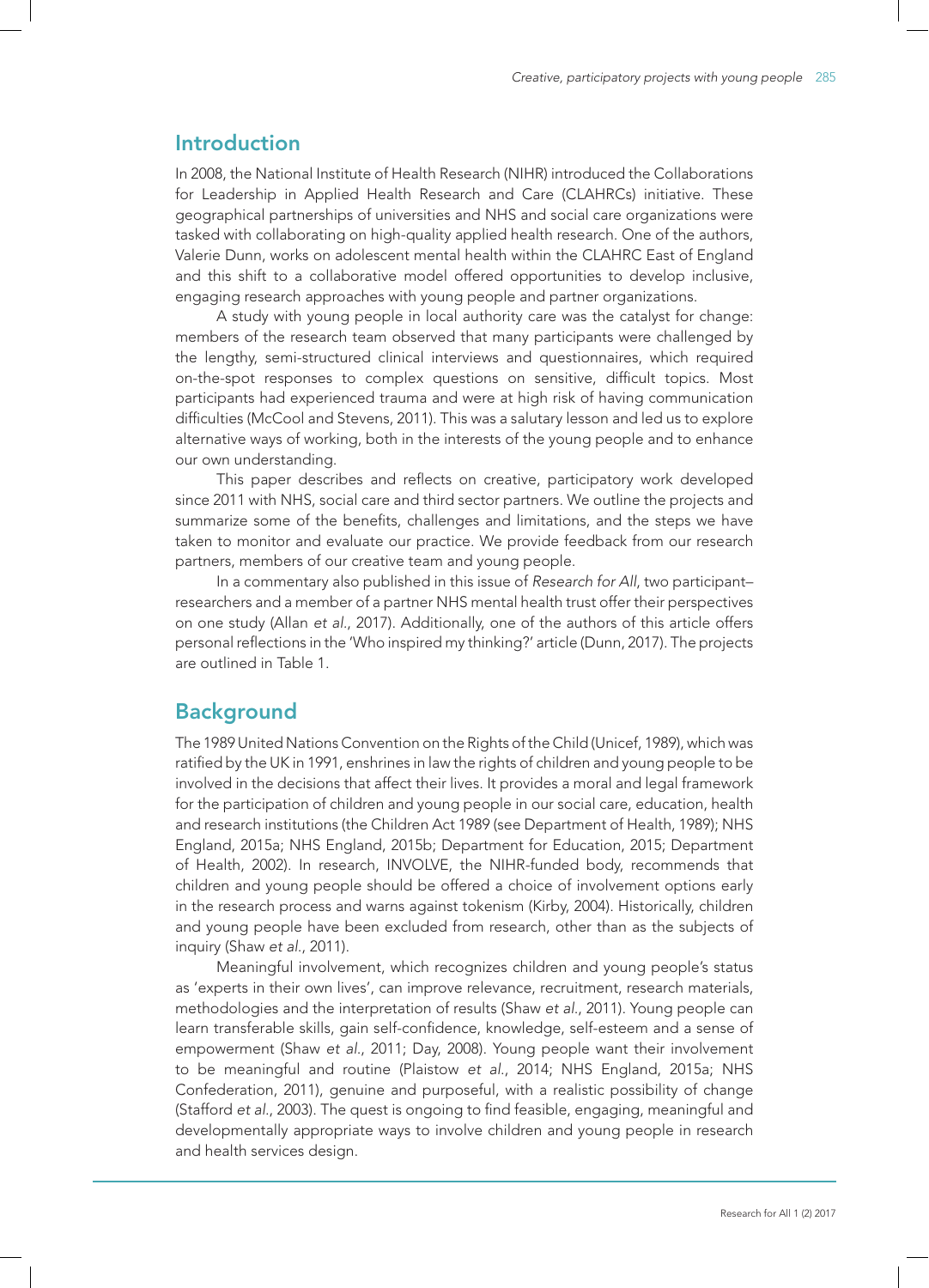## Introduction

In 2008, the National Institute of Health Research (NIHR) introduced the Collaborations for Leadership in Applied Health Research and Care (CLAHRCs) initiative. These geographical partnerships of universities and NHS and social care organizations were tasked with collaborating on high-quality applied health research. One of the authors, Valerie Dunn, works on adolescent mental health within the CLAHRC East of England and this shift to a collaborative model offered opportunities to develop inclusive, engaging research approaches with young people and partner organizations.

A study with young people in local authority care was the catalyst for change: members of the research team observed that many participants were challenged by the lengthy, semi-structured clinical interviews and questionnaires, which required on-the-spot responses to complex questions on sensitive, difficult topics. Most participants had experienced trauma and were at high risk of having communication difficulties (McCool and Stevens, 2011). This was a salutary lesson and led us to explore alternative ways of working, both in the interests of the young people and to enhance our own understanding.

This paper describes and reflects on creative, participatory work developed since 2011 with NHS, social care and third sector partners. We outline the projects and summarize some of the benefits, challenges and limitations, and the steps we have taken to monitor and evaluate our practice. We provide feedback from our research partners, members of our creative team and young people.

In a commentary also published in this issue of *Research for All*, two participant–researchers and a member of a partner NHS mental health trust offer their perspectives on one study (Allan *et al.*, 2017). Additionally, one of the authors of this article offers personal reflections in the 'Who inspired my thinking?' article (Dunn, 2017). The projects are outlined in Table 1.

## Background

The 1989 United Nations Convention on the Rights of the Child (Unicef, 1989), which was ratified by the UK in 1991, enshrines in law the rights of children and young people to be involved in the decisions that affect their lives. It provides a moral and legal framework for the participation of children and young people in our social care, education, health and research institutions (the Children Act 1989 (see Department of Health, 1989); NHS England, 2015a; NHS England, 2015b; Department for Education, 2015; Department of Health, 2002). In research, INVOLVE, the NIHR-funded body, recommends that children and young people should be offered a choice of involvement options early in the research process and warns against tokenism (Kirby, 2004). Historically, children and young people have been excluded from research, other than as the subjects of inquiry (Shaw *et al.*, 2011).

Meaningful involvement, which recognizes children and young people's status as 'experts in their own lives', can improve relevance, recruitment, research materials, methodologies and the interpretation of results (Shaw *et al.*, 2011). Young people can learn transferable skills, gain self-confidence, knowledge, self-esteem and a sense of empowerment (Shaw *et al.*, 2011; Day, 2008). Young people want their involvement to be meaningful and routine (Plaistow *et al.*, 2014; NHS England, 2015a; NHS Confederation, 2011), genuine and purposeful, with a realistic possibility of change (Stafford *et al.*, 2003). The quest is ongoing to find feasible, engaging, meaningful and developmentally appropriate ways to involve children and young people in research and health services design.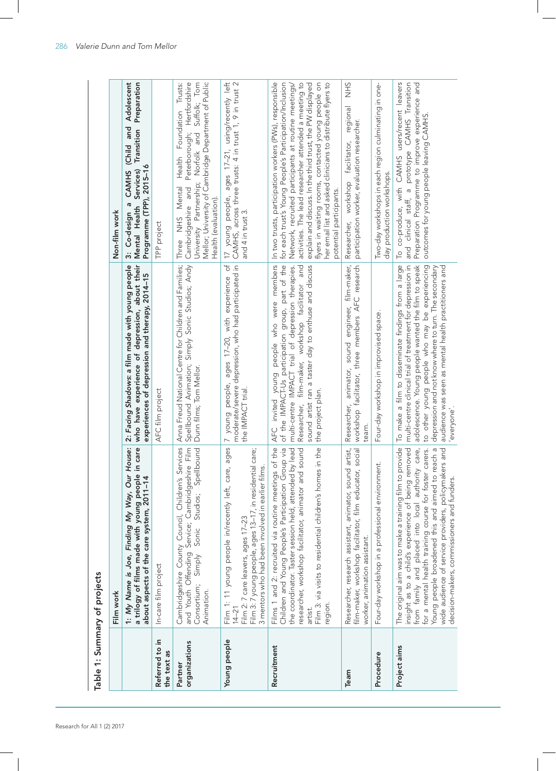**Table 1: Summary of projects**

| | Film work | | Non-film work |
|---|---|---|---|
| | **1:** ***My Name is Joe, Finding My Way, Our House*****: a trilogy of films made with young people in care about aspects of the care system, 2011–14** | **2:** ***Facing Shadows*****: a film made with young people who have experience of depression, about their experiences of depression and therapy, 2014–15** | **3: Co-design a CAMHS (Child and Adolescent Mental Health Services) Transition Preparation Programme (TPP), 2015–16** |
| **Referred to in the text as** | In-care film project | AFC film project | TPP project |
| **Partner organizations** | Cambridgeshire County Council, Children's Services and Youth Offending Service; Cambridgeshire Film Consortium; Simply Sonic Studios; Spellbound Animation. | Anna Freud National Centre for Children and Families; Spellbound Animation; Simply Sonic Studios; Andy Dunn films; Tom Mellor. | Three NHS Mental Health Foundation Trusts: Cambridgeshire and Peterborough; Hertfordshire University Partnership; Norfolk and Suffolk; Tom Mellor; University of Cambridge Department of Public Health (evaluation). |
| **Young people** | Film 1: 11 young people in/recently left, care, ages 14–21<br>Film 2: 7 care leavers, ages 17–23<br>Film 3: 7 young people, ages 13–17, in residential care; 3 mentors who had been involved in earlier films. | 7 young people, ages 17–20, with experience of moderate/severe depression, who had participated in the IMPACT trial. | 17 young people, ages 17–21, using/recently left CAMHS, across three trusts: 4 in trust 1, 9 in trust 2 and 4 in trust 3. |
| **Recruitment** | Films 1 and 2: recruited via routine meetings of the Children and Young People's Participation Group via the coordinator. Taster session held, attended by lead researcher, workshop facilitator, animator and sound artist.<br>Film 3: via visits to residential children's homes in the region. | AFC invited young people who were members of the IMPACT-Us participation group, part of the multi-centre IMPACT trial of depression therapies. Researcher, film-maker, workshop facilitator and sound artist ran a taster day to enthuse and discuss the project plan. | In two trusts, participation workers (PWs), responsible for each trust's Young People's Participation/Inclusion Network, recruited participants at routine meetings/activities. The lead researcher attended a meeting to explain and discuss. In the third trust, the PW displayed flyers in waiting rooms, contacted young people on her email list and asked clinicians to distribute flyers to potential participants. |
| **Team** | Researcher, research assistant, animator, sound artist, film-maker, workshop facilitator, film educator, social worker, animation assistant. | Researcher, animator, sound engineer, film-maker, workshop facilitator, three members AFC research team. | Researcher, workshop facilitator, regional NHS participation worker, evaluation researcher. |
| **Procedure** | Four-day workshop in a professional environment. | Four-day workshop in improvised space. | Two-day workshops in each region culminating in one-day production workshops. |
| **Project aims** | The original aim was to make a training film to provide insight as to a child's experience of being removed from family and placed into local authority care, for a mental health training course for foster carers. Young people broadened this and aimed to reach a wide audience of service providers, policymakers and decision-makers, commissioners and funders. | To make a film to disseminate findings from a large multi-centre clinical trial of treatment for depression in adolescence. Young people wanted the film to speak to other young people who may be experiencing depression and not know where to turn. The secondary audience was seen as mental health practitioners and 'everyone'. | To co-produce, with CAMHS users/recent leavers and clinical staff, a prototype CAMHS Transition Preparation Programme to improve experience and outcomes for young people leaving CAMHS. |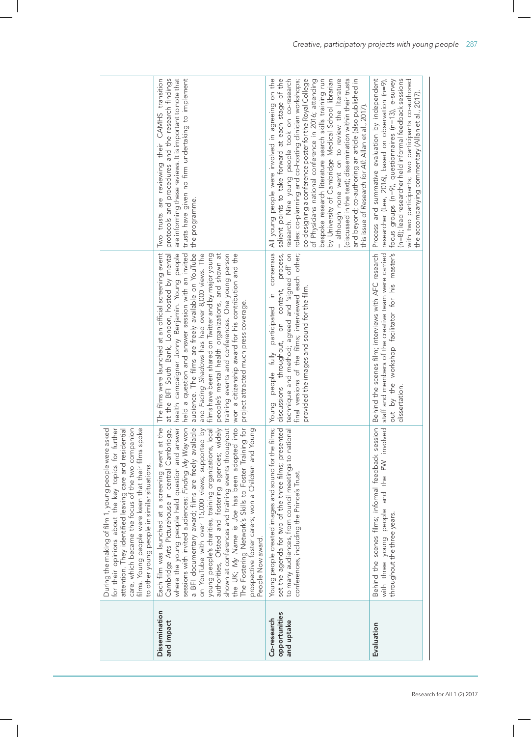| | | | |
|---|---|---|---|
| | During the making of film 1, young people were asked for their opinions about the key topics for further attention. They identified leaving care and residential care, which became the focus of the two companion films. Young people were keen that their films spoke to other young people in similar situations. | | |
| **Dissemination and impact** | Each film was launched at a screening event at the Cambridge Arts Picturehouse in central Cambridge, where the young people held question and answer sessions with invited audiences; *Finding My Way* won a BFI documentary award; films are freely available on YouTube with over 15,000 views; supported by young people's charities, training organizations, local authorities, Ofsted and fostering agencies; widely shown at conferences and training events throughout the UK; *My Name is Joe* has been adopted into The Fostering Network's Skills to Foster Training for prospective foster carers; won a Children and Young People Now award. | The films were launched at an official screening event at the BFI South Bank, London, hosted by mental health campaigner Jonny Benjamin. Young people held a question and answer session with an invited audience. The films are freely available on YouTube and *Facing Shadows* has had over 8,000 views. The films have been shared on Twitter and by major young people's mental health organizations, and shown at training events and conferences. One young person won a citizenship award for his contribution and the project attracted much press coverage. | Two trusts are reviewing their CAMHS transition protocols and procedures and the research findings are informing these reviews. It is important to note that trusts have given no firm undertaking to implement the programme. |
| **Co-research opportunities and uptake** | Young people created images and sound for the films; set the agenda for two of the three films; presented to many audiences, from council meetings to national conferences, including the Prince's Trust. | Young people fully participated in consensus discussions throughout, on content, process, technique and method; agreed and 'signed off' on final versions of the films; interviewed each other; provided the images and sound for the film. | All young people were involved in agreeing on the salient points to take forward at each stage of the research. Nine young people took on co-research roles: co-planning and co-hosting clinician workshops; co-designing a conference poster for the Royal College of Physicians national conference in 2016; attending bespoke research literature search skills training run by University of Cambridge Medical School librarian – although none went on to review the literature (discussed in the text); dissemination within their trusts and beyond; co-authoring an article (also published in this issue of *Research for All*: Allan et al., 2017). |
| **Evaluation** | Behind the scenes films; informal feedback session with three young people and the PW involved throughout the three years. | Behind the scenes film; interviews with AFC research staff and members of the creative team were carried out by the workshop facilitator for his master's dissertation. | Process and summative evaluation by independent researcher (Lee, 2016), based on observation (n=9), focus groups (n=9), questionnaires (n=13), e-survey (n=8); lead researcher held informal feedback sessions with two participants; two participants co-authored the accompanying commentary (Allan et al., 2017). |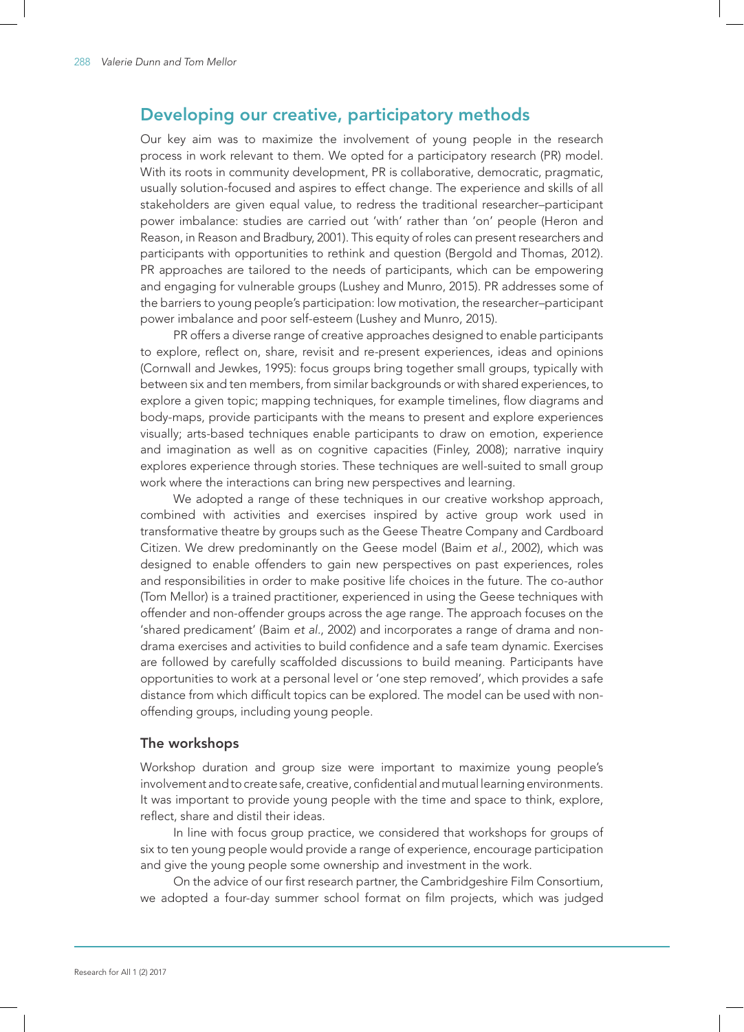## Developing our creative, participatory methods

Our key aim was to maximize the involvement of young people in the research process in work relevant to them. We opted for a participatory research (PR) model. With its roots in community development, PR is collaborative, democratic, pragmatic, usually solution-focused and aspires to effect change. The experience and skills of all stakeholders are given equal value, to redress the traditional researcher–participant power imbalance: studies are carried out 'with' rather than 'on' people (Heron and Reason, in Reason and Bradbury, 2001). This equity of roles can present researchers and participants with opportunities to rethink and question (Bergold and Thomas, 2012). PR approaches are tailored to the needs of participants, which can be empowering and engaging for vulnerable groups (Lushey and Munro, 2015). PR addresses some of the barriers to young people's participation: low motivation, the researcher–participant power imbalance and poor self-esteem (Lushey and Munro, 2015).

PR offers a diverse range of creative approaches designed to enable participants to explore, reflect on, share, revisit and re-present experiences, ideas and opinions (Cornwall and Jewkes, 1995): focus groups bring together small groups, typically with between six and ten members, from similar backgrounds or with shared experiences, to explore a given topic; mapping techniques, for example timelines, flow diagrams and body-maps, provide participants with the means to present and explore experiences visually; arts-based techniques enable participants to draw on emotion, experience and imagination as well as on cognitive capacities (Finley, 2008); narrative inquiry explores experience through stories. These techniques are well-suited to small group work where the interactions can bring new perspectives and learning.

We adopted a range of these techniques in our creative workshop approach, combined with activities and exercises inspired by active group work used in transformative theatre by groups such as the Geese Theatre Company and Cardboard Citizen. We drew predominantly on the Geese model (Baim *et al.*, 2002), which was designed to enable offenders to gain new perspectives on past experiences, roles and responsibilities in order to make positive life choices in the future. The co-author (Tom Mellor) is a trained practitioner, experienced in using the Geese techniques with offender and non-offender groups across the age range. The approach focuses on the 'shared predicament' (Baim *et al.*, 2002) and incorporates a range of drama and non-drama exercises and activities to build confidence and a safe team dynamic. Exercises are followed by carefully scaffolded discussions to build meaning. Participants have opportunities to work at a personal level or 'one step removed', which provides a safe distance from which difficult topics can be explored. The model can be used with non-offending groups, including young people.

### The workshops

Workshop duration and group size were important to maximize young people's involvement and to create safe, creative, confidential and mutual learning environments. It was important to provide young people with the time and space to think, explore, reflect, share and distil their ideas.

In line with focus group practice, we considered that workshops for groups of six to ten young people would provide a range of experience, encourage participation and give the young people some ownership and investment in the work.

On the advice of our first research partner, the Cambridgeshire Film Consortium, we adopted a four-day summer school format on film projects, which was judged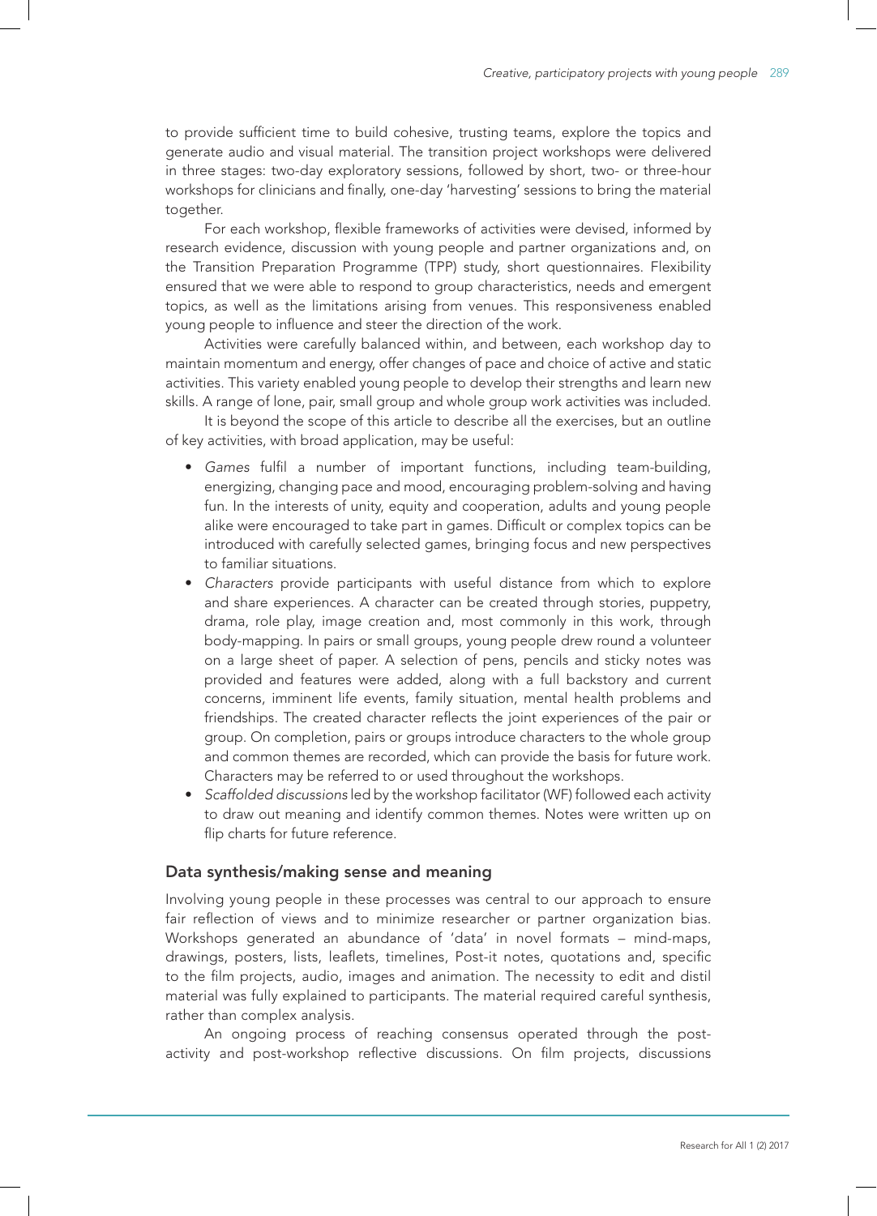to provide sufficient time to build cohesive, trusting teams, explore the topics and generate audio and visual material. The transition project workshops were delivered in three stages: two-day exploratory sessions, followed by short, two- or three-hour workshops for clinicians and finally, one-day 'harvesting' sessions to bring the material together.

For each workshop, flexible frameworks of activities were devised, informed by research evidence, discussion with young people and partner organizations and, on the Transition Preparation Programme (TPP) study, short questionnaires. Flexibility ensured that we were able to respond to group characteristics, needs and emergent topics, as well as the limitations arising from venues. This responsiveness enabled young people to influence and steer the direction of the work.

Activities were carefully balanced within, and between, each workshop day to maintain momentum and energy, offer changes of pace and choice of active and static activities. This variety enabled young people to develop their strengths and learn new skills. A range of lone, pair, small group and whole group work activities was included.

It is beyond the scope of this article to describe all the exercises, but an outline of key activities, with broad application, may be useful:

- *Games* fulfil a number of important functions, including team-building, energizing, changing pace and mood, encouraging problem-solving and having fun. In the interests of unity, equity and cooperation, adults and young people alike were encouraged to take part in games. Difficult or complex topics can be introduced with carefully selected games, bringing focus and new perspectives to familiar situations.
- *Characters* provide participants with useful distance from which to explore and share experiences. A character can be created through stories, puppetry, drama, role play, image creation and, most commonly in this work, through body-mapping. In pairs or small groups, young people drew round a volunteer on a large sheet of paper. A selection of pens, pencils and sticky notes was provided and features were added, along with a full backstory and current concerns, imminent life events, family situation, mental health problems and friendships. The created character reflects the joint experiences of the pair or group. On completion, pairs or groups introduce characters to the whole group and common themes are recorded, which can provide the basis for future work. Characters may be referred to or used throughout the workshops.
- *Scaffolded discussions* led by the workshop facilitator (WF) followed each activity to draw out meaning and identify common themes. Notes were written up on flip charts for future reference.

## Data synthesis/making sense and meaning

Involving young people in these processes was central to our approach to ensure fair reflection of views and to minimize researcher or partner organization bias. Workshops generated an abundance of 'data' in novel formats – mind-maps, drawings, posters, lists, leaflets, timelines, Post-it notes, quotations and, specific to the film projects, audio, images and animation. The necessity to edit and distil material was fully explained to participants. The material required careful synthesis, rather than complex analysis.

An ongoing process of reaching consensus operated through the post-activity and post-workshop reflective discussions. On film projects, discussions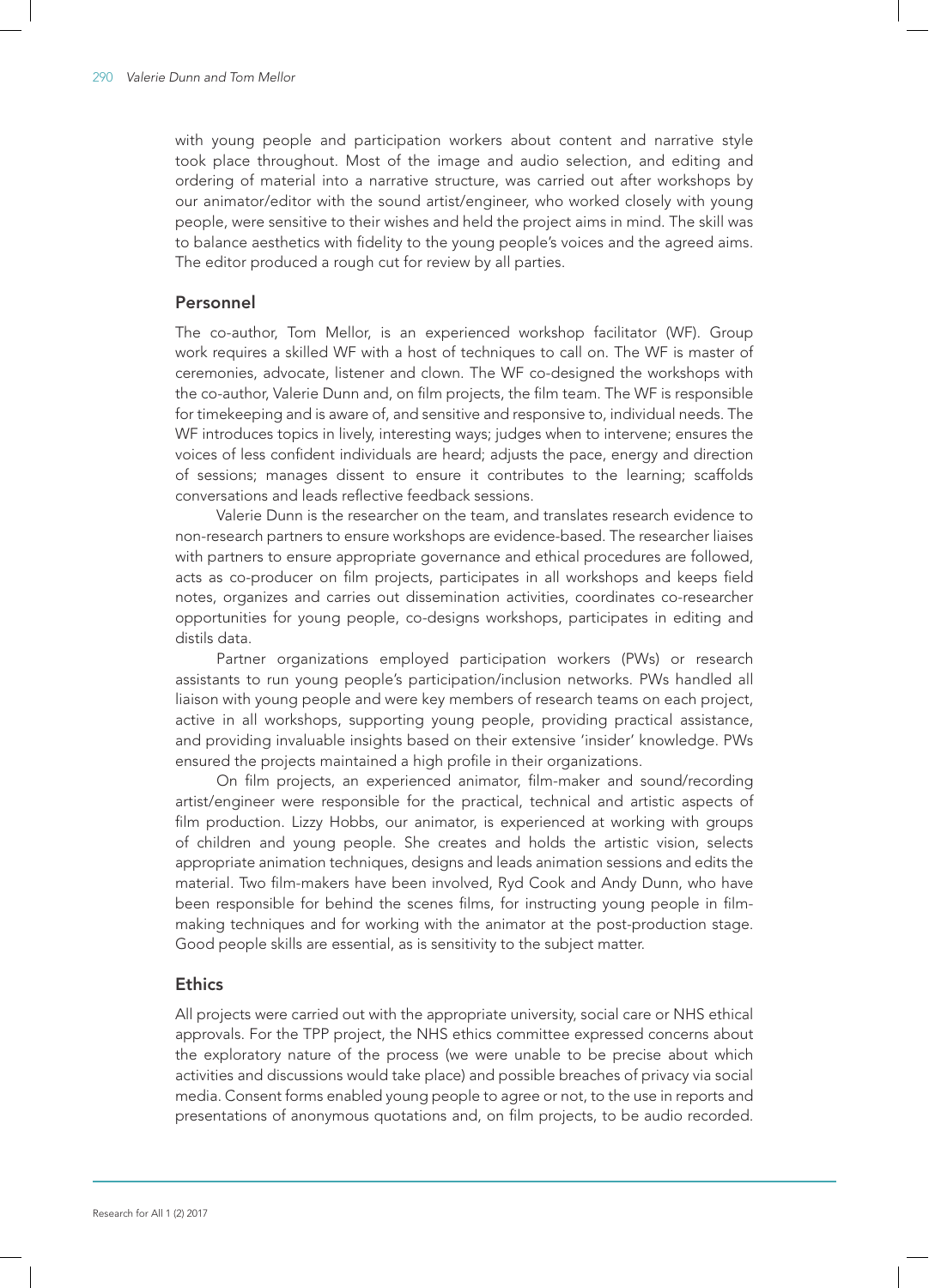with young people and participation workers about content and narrative style took place throughout. Most of the image and audio selection, and editing and ordering of material into a narrative structure, was carried out after workshops by our animator/editor with the sound artist/engineer, who worked closely with young people, were sensitive to their wishes and held the project aims in mind. The skill was to balance aesthetics with fidelity to the young people's voices and the agreed aims. The editor produced a rough cut for review by all parties.

## Personnel

The co-author, Tom Mellor, is an experienced workshop facilitator (WF). Group work requires a skilled WF with a host of techniques to call on. The WF is master of ceremonies, advocate, listener and clown. The WF co-designed the workshops with the co-author, Valerie Dunn and, on film projects, the film team. The WF is responsible for timekeeping and is aware of, and sensitive and responsive to, individual needs. The WF introduces topics in lively, interesting ways; judges when to intervene; ensures the voices of less confident individuals are heard; adjusts the pace, energy and direction of sessions; manages dissent to ensure it contributes to the learning; scaffolds conversations and leads reflective feedback sessions.

Valerie Dunn is the researcher on the team, and translates research evidence to non-research partners to ensure workshops are evidence-based. The researcher liaises with partners to ensure appropriate governance and ethical procedures are followed, acts as co-producer on film projects, participates in all workshops and keeps field notes, organizes and carries out dissemination activities, coordinates co-researcher opportunities for young people, co-designs workshops, participates in editing and distils data.

Partner organizations employed participation workers (PWs) or research assistants to run young people's participation/inclusion networks. PWs handled all liaison with young people and were key members of research teams on each project, active in all workshops, supporting young people, providing practical assistance, and providing invaluable insights based on their extensive 'insider' knowledge. PWs ensured the projects maintained a high profile in their organizations.

On film projects, an experienced animator, film-maker and sound/recording artist/engineer were responsible for the practical, technical and artistic aspects of film production. Lizzy Hobbs, our animator, is experienced at working with groups of children and young people. She creates and holds the artistic vision, selects appropriate animation techniques, designs and leads animation sessions and edits the material. Two film-makers have been involved, Ryd Cook and Andy Dunn, who have been responsible for behind the scenes films, for instructing young people in film-making techniques and for working with the animator at the post-production stage. Good people skills are essential, as is sensitivity to the subject matter.

## Ethics

All projects were carried out with the appropriate university, social care or NHS ethical approvals. For the TPP project, the NHS ethics committee expressed concerns about the exploratory nature of the process (we were unable to be precise about which activities and discussions would take place) and possible breaches of privacy via social media. Consent forms enabled young people to agree or not, to the use in reports and presentations of anonymous quotations and, on film projects, to be audio recorded.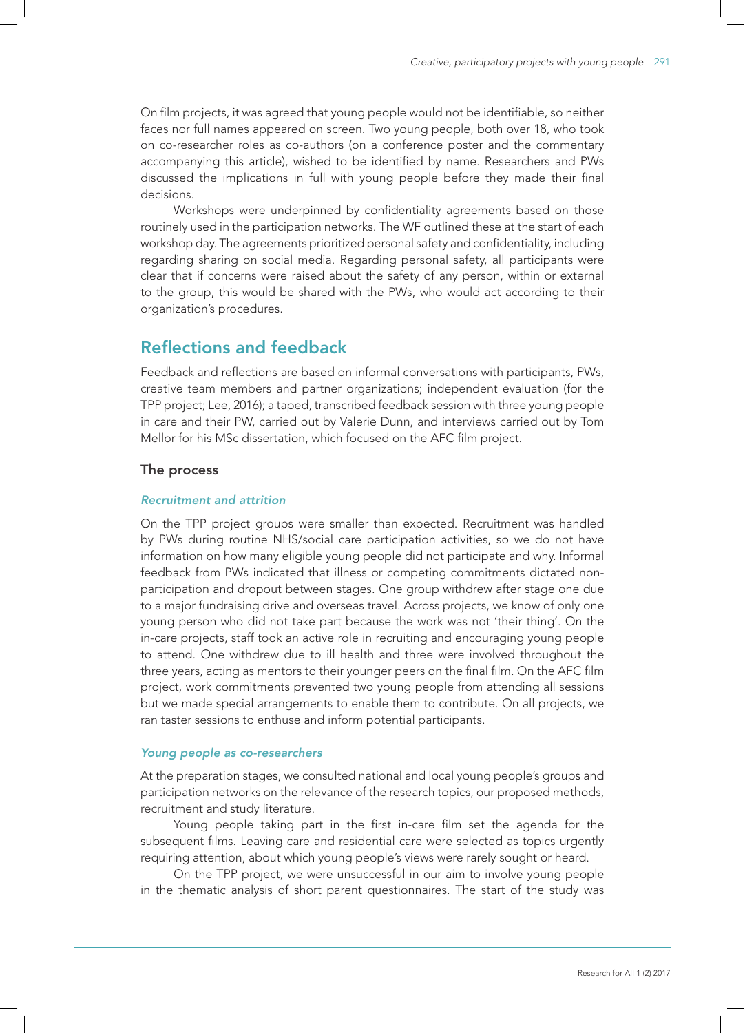On film projects, it was agreed that young people would not be identifiable, so neither faces nor full names appeared on screen. Two young people, both over 18, who took on co-researcher roles as co-authors (on a conference poster and the commentary accompanying this article), wished to be identified by name. Researchers and PWs discussed the implications in full with young people before they made their final decisions.

Workshops were underpinned by confidentiality agreements based on those routinely used in the participation networks. The WF outlined these at the start of each workshop day. The agreements prioritized personal safety and confidentiality, including regarding sharing on social media. Regarding personal safety, all participants were clear that if concerns were raised about the safety of any person, within or external to the group, this would be shared with the PWs, who would act according to their organization's procedures.

## Reflections and feedback

Feedback and reflections are based on informal conversations with participants, PWs, creative team members and partner organizations; independent evaluation (for the TPP project; Lee, 2016); a taped, transcribed feedback session with three young people in care and their PW, carried out by Valerie Dunn, and interviews carried out by Tom Mellor for his MSc dissertation, which focused on the AFC film project.

### The process

#### *Recruitment and attrition*

On the TPP project groups were smaller than expected. Recruitment was handled by PWs during routine NHS/social care participation activities, so we do not have information on how many eligible young people did not participate and why. Informal feedback from PWs indicated that illness or competing commitments dictated non-participation and dropout between stages. One group withdrew after stage one due to a major fundraising drive and overseas travel. Across projects, we know of only one young person who did not take part because the work was not 'their thing'. On the in-care projects, staff took an active role in recruiting and encouraging young people to attend. One withdrew due to ill health and three were involved throughout the three years, acting as mentors to their younger peers on the final film. On the AFC film project, work commitments prevented two young people from attending all sessions but we made special arrangements to enable them to contribute. On all projects, we ran taster sessions to enthuse and inform potential participants.

#### *Young people as co-researchers*

At the preparation stages, we consulted national and local young people's groups and participation networks on the relevance of the research topics, our proposed methods, recruitment and study literature.

Young people taking part in the first in-care film set the agenda for the subsequent films. Leaving care and residential care were selected as topics urgently requiring attention, about which young people's views were rarely sought or heard.

On the TPP project, we were unsuccessful in our aim to involve young people in the thematic analysis of short parent questionnaires. The start of the study was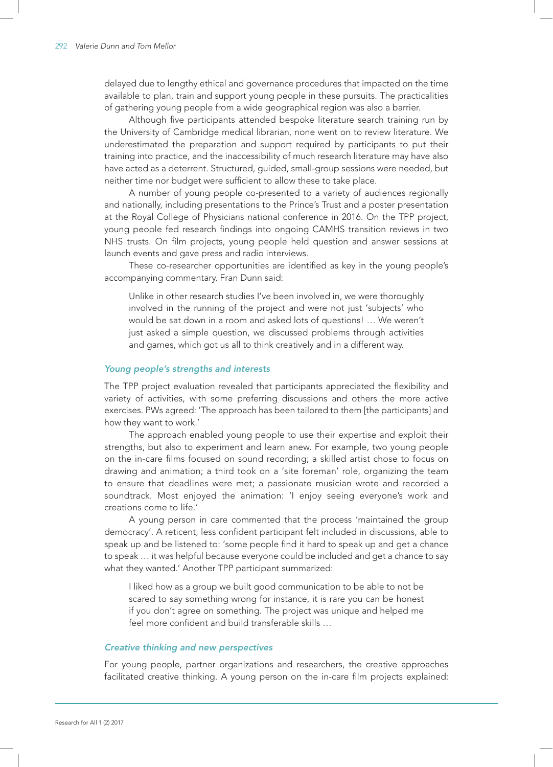delayed due to lengthy ethical and governance procedures that impacted on the time available to plan, train and support young people in these pursuits. The practicalities of gathering young people from a wide geographical region was also a barrier.

Although five participants attended bespoke literature search training run by the University of Cambridge medical librarian, none went on to review literature. We underestimated the preparation and support required by participants to put their training into practice, and the inaccessibility of much research literature may have also have acted as a deterrent. Structured, guided, small-group sessions were needed, but neither time nor budget were sufficient to allow these to take place.

A number of young people co-presented to a variety of audiences regionally and nationally, including presentations to the Prince's Trust and a poster presentation at the Royal College of Physicians national conference in 2016. On the TPP project, young people fed research findings into ongoing CAMHS transition reviews in two NHS trusts. On film projects, young people held question and answer sessions at launch events and gave press and radio interviews.

These co-researcher opportunities are identified as key in the young people's accompanying commentary. Fran Dunn said:

> Unlike in other research studies I've been involved in, we were thoroughly involved in the running of the project and were not just 'subjects' who would be sat down in a room and asked lots of questions! … We weren't just asked a simple question, we discussed problems through activities and games, which got us all to think creatively and in a different way.

### *Young people's strengths and interests*

The TPP project evaluation revealed that participants appreciated the flexibility and variety of activities, with some preferring discussions and others the more active exercises. PWs agreed: 'The approach has been tailored to them [the participants] and how they want to work.'

The approach enabled young people to use their expertise and exploit their strengths, but also to experiment and learn anew. For example, two young people on the in-care films focused on sound recording; a skilled artist chose to focus on drawing and animation; a third took on a 'site foreman' role, organizing the team to ensure that deadlines were met; a passionate musician wrote and recorded a soundtrack. Most enjoyed the animation: 'I enjoy seeing everyone's work and creations come to life.'

A young person in care commented that the process 'maintained the group democracy'. A reticent, less confident participant felt included in discussions, able to speak up and be listened to: 'some people find it hard to speak up and get a chance to speak … it was helpful because everyone could be included and get a chance to say what they wanted.' Another TPP participant summarized:

> I liked how as a group we built good communication to be able to not be scared to say something wrong for instance, it is rare you can be honest if you don't agree on something. The project was unique and helped me feel more confident and build transferable skills …

### *Creative thinking and new perspectives*

For young people, partner organizations and researchers, the creative approaches facilitated creative thinking. A young person on the in-care film projects explained: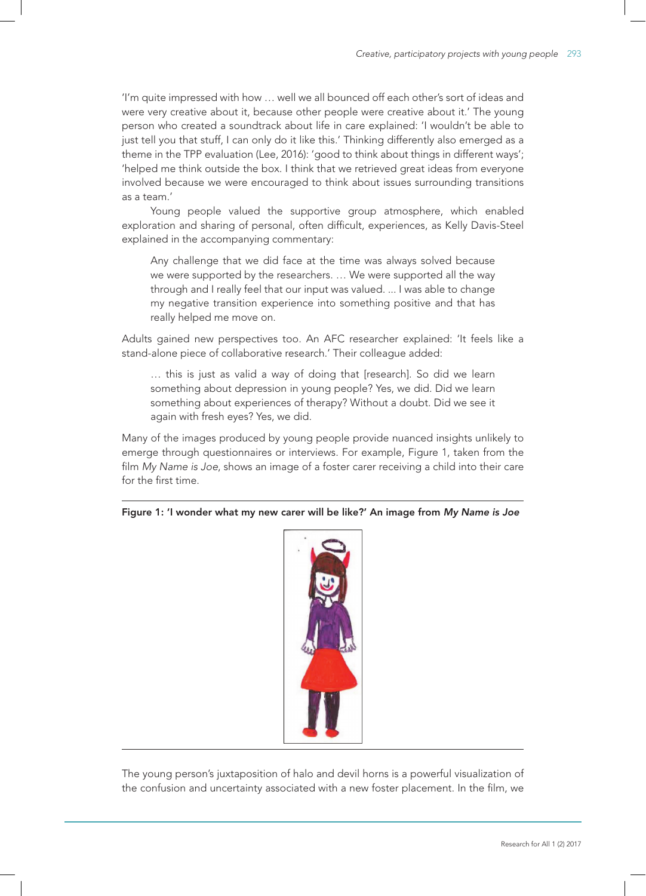'I'm quite impressed with how … well we all bounced off each other's sort of ideas and were very creative about it, because other people were creative about it.' The young person who created a soundtrack about life in care explained: 'I wouldn't be able to just tell you that stuff, I can only do it like this.' Thinking differently also emerged as a theme in the TPP evaluation (Lee, 2016): 'good to think about things in different ways'; 'helped me think outside the box. I think that we retrieved great ideas from everyone involved because we were encouraged to think about issues surrounding transitions as a team.'

Young people valued the supportive group atmosphere, which enabled exploration and sharing of personal, often difficult, experiences, as Kelly Davis-Steel explained in the accompanying commentary:

> Any challenge that we did face at the time was always solved because we were supported by the researchers. … We were supported all the way through and I really feel that our input was valued. ... I was able to change my negative transition experience into something positive and that has really helped me move on.

Adults gained new perspectives too. An AFC researcher explained: 'It feels like a stand-alone piece of collaborative research.' Their colleague added:

> … this is just as valid a way of doing that [research]. So did we learn something about depression in young people? Yes, we did. Did we learn something about experiences of therapy? Without a doubt. Did we see it again with fresh eyes? Yes, we did.

Many of the images produced by young people provide nuanced insights unlikely to emerge through questionnaires or interviews. For example, Figure 1, taken from the film *My Name is Joe*, shows an image of a foster carer receiving a child into their care for the first time.

**Figure 1: 'I wonder what my new carer will be like?' An image from *My Name is Joe***

The young person's juxtaposition of halo and devil horns is a powerful visualization of the confusion and uncertainty associated with a new foster placement. In the film, we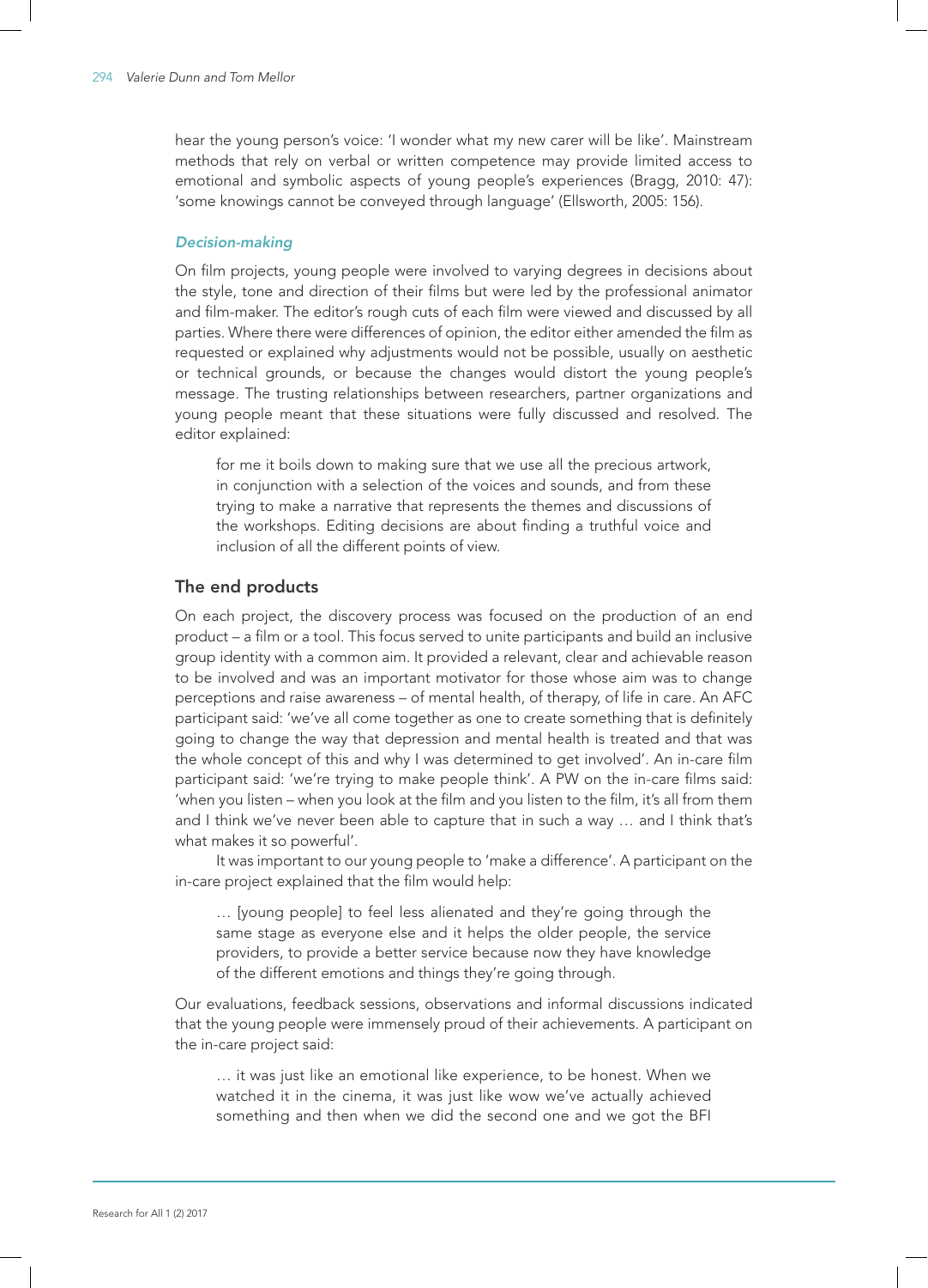hear the young person's voice: 'I wonder what my new carer will be like'. Mainstream methods that rely on verbal or written competence may provide limited access to emotional and symbolic aspects of young people's experiences (Bragg, 2010: 47): 'some knowings cannot be conveyed through language' (Ellsworth, 2005: 156).

### *Decision-making*

On film projects, young people were involved to varying degrees in decisions about the style, tone and direction of their films but were led by the professional animator and film-maker. The editor's rough cuts of each film were viewed and discussed by all parties. Where there were differences of opinion, the editor either amended the film as requested or explained why adjustments would not be possible, usually on aesthetic or technical grounds, or because the changes would distort the young people's message. The trusting relationships between researchers, partner organizations and young people meant that these situations were fully discussed and resolved. The editor explained:

> for me it boils down to making sure that we use all the precious artwork, in conjunction with a selection of the voices and sounds, and from these trying to make a narrative that represents the themes and discussions of the workshops. Editing decisions are about finding a truthful voice and inclusion of all the different points of view.

## The end products

On each project, the discovery process was focused on the production of an end product – a film or a tool. This focus served to unite participants and build an inclusive group identity with a common aim. It provided a relevant, clear and achievable reason to be involved and was an important motivator for those whose aim was to change perceptions and raise awareness – of mental health, of therapy, of life in care. An AFC participant said: 'we've all come together as one to create something that is definitely going to change the way that depression and mental health is treated and that was the whole concept of this and why I was determined to get involved'. An in-care film participant said: 'we're trying to make people think'. A PW on the in-care films said: 'when you listen – when you look at the film and you listen to the film, it's all from them and I think we've never been able to capture that in such a way … and I think that's what makes it so powerful'.

It was important to our young people to 'make a difference'. A participant on the in-care project explained that the film would help:

> … [young people] to feel less alienated and they're going through the same stage as everyone else and it helps the older people, the service providers, to provide a better service because now they have knowledge of the different emotions and things they're going through.

Our evaluations, feedback sessions, observations and informal discussions indicated that the young people were immensely proud of their achievements. A participant on the in-care project said:

> … it was just like an emotional like experience, to be honest. When we watched it in the cinema, it was just like wow we've actually achieved something and then when we did the second one and we got the BFI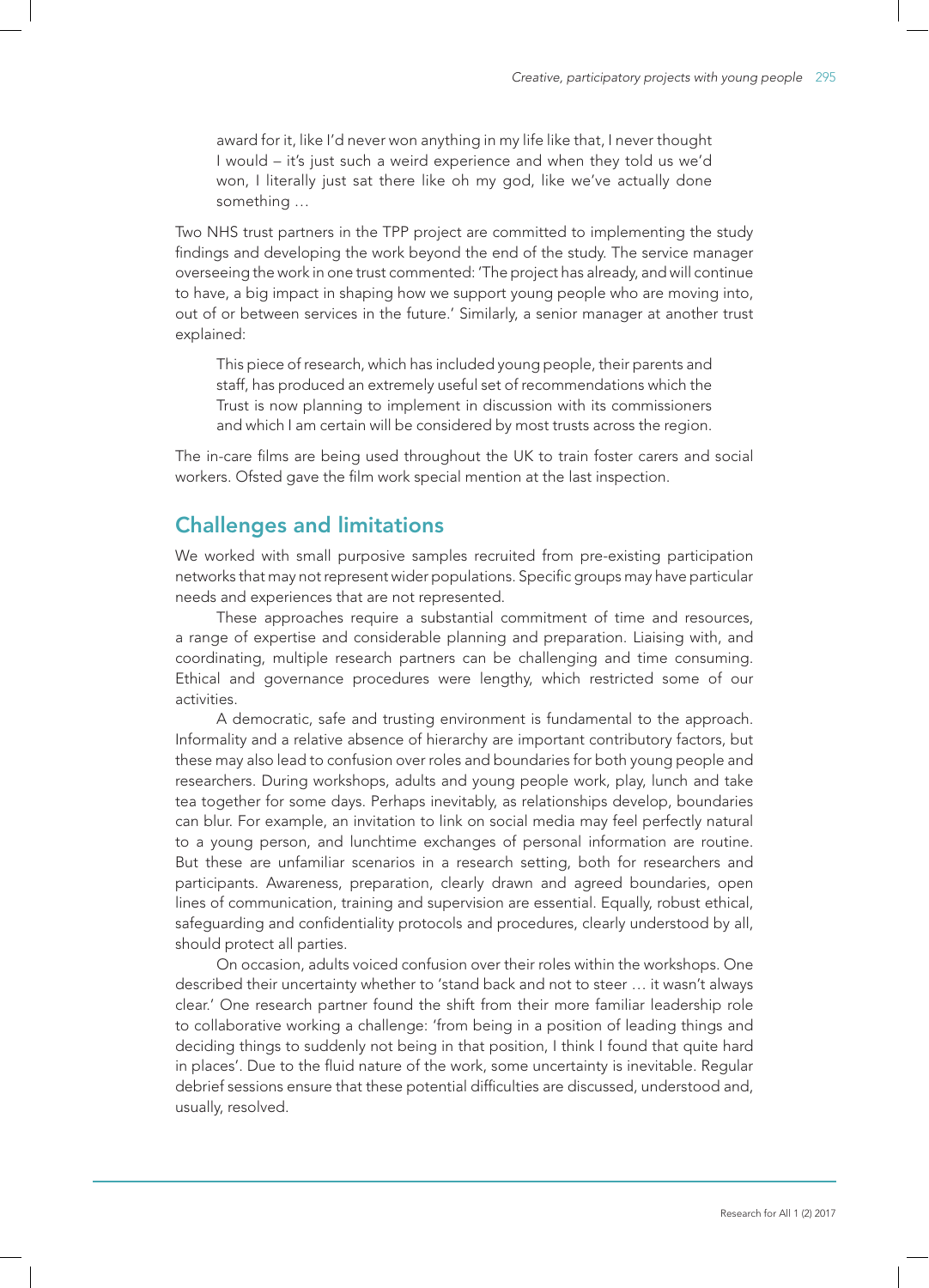> award for it, like I'd never won anything in my life like that, I never thought I would – it's just such a weird experience and when they told us we'd won, I literally just sat there like oh my god, like we've actually done something …

Two NHS trust partners in the TPP project are committed to implementing the study findings and developing the work beyond the end of the study. The service manager overseeing the work in one trust commented: 'The project has already, and will continue to have, a big impact in shaping how we support young people who are moving into, out of or between services in the future.' Similarly, a senior manager at another trust explained:

> This piece of research, which has included young people, their parents and staff, has produced an extremely useful set of recommendations which the Trust is now planning to implement in discussion with its commissioners and which I am certain will be considered by most trusts across the region.

The in-care films are being used throughout the UK to train foster carers and social workers. Ofsted gave the film work special mention at the last inspection.

## Challenges and limitations

We worked with small purposive samples recruited from pre-existing participation networks that may not represent wider populations. Specific groups may have particular needs and experiences that are not represented.

These approaches require a substantial commitment of time and resources, a range of expertise and considerable planning and preparation. Liaising with, and coordinating, multiple research partners can be challenging and time consuming. Ethical and governance procedures were lengthy, which restricted some of our activities.

A democratic, safe and trusting environment is fundamental to the approach. Informality and a relative absence of hierarchy are important contributory factors, but these may also lead to confusion over roles and boundaries for both young people and researchers. During workshops, adults and young people work, play, lunch and take tea together for some days. Perhaps inevitably, as relationships develop, boundaries can blur. For example, an invitation to link on social media may feel perfectly natural to a young person, and lunchtime exchanges of personal information are routine. But these are unfamiliar scenarios in a research setting, both for researchers and participants. Awareness, preparation, clearly drawn and agreed boundaries, open lines of communication, training and supervision are essential. Equally, robust ethical, safeguarding and confidentiality protocols and procedures, clearly understood by all, should protect all parties.

On occasion, adults voiced confusion over their roles within the workshops. One described their uncertainty whether to 'stand back and not to steer … it wasn't always clear.' One research partner found the shift from their more familiar leadership role to collaborative working a challenge: 'from being in a position of leading things and deciding things to suddenly not being in that position, I think I found that quite hard in places'. Due to the fluid nature of the work, some uncertainty is inevitable. Regular debrief sessions ensure that these potential difficulties are discussed, understood and, usually, resolved.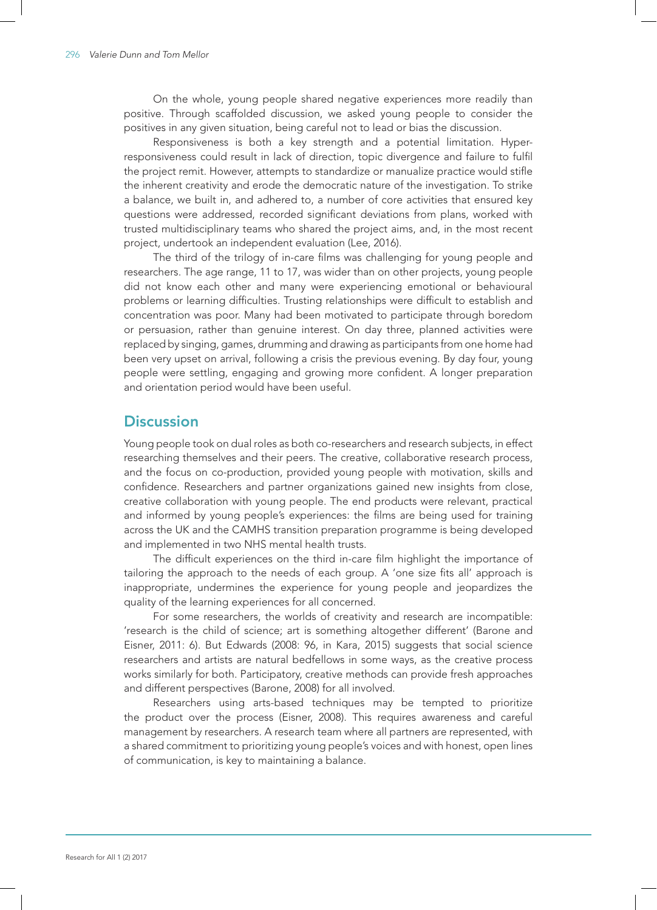On the whole, young people shared negative experiences more readily than positive. Through scaffolded discussion, we asked young people to consider the positives in any given situation, being careful not to lead or bias the discussion.

Responsiveness is both a key strength and a potential limitation. Hyper-responsiveness could result in lack of direction, topic divergence and failure to fulfil the project remit. However, attempts to standardize or manualize practice would stifle the inherent creativity and erode the democratic nature of the investigation. To strike a balance, we built in, and adhered to, a number of core activities that ensured key questions were addressed, recorded significant deviations from plans, worked with trusted multidisciplinary teams who shared the project aims, and, in the most recent project, undertook an independent evaluation (Lee, 2016).

The third of the trilogy of in-care films was challenging for young people and researchers. The age range, 11 to 17, was wider than on other projects, young people did not know each other and many were experiencing emotional or behavioural problems or learning difficulties. Trusting relationships were difficult to establish and concentration was poor. Many had been motivated to participate through boredom or persuasion, rather than genuine interest. On day three, planned activities were replaced by singing, games, drumming and drawing as participants from one home had been very upset on arrival, following a crisis the previous evening. By day four, young people were settling, engaging and growing more confident. A longer preparation and orientation period would have been useful.

## Discussion

Young people took on dual roles as both co-researchers and research subjects, in effect researching themselves and their peers. The creative, collaborative research process, and the focus on co-production, provided young people with motivation, skills and confidence. Researchers and partner organizations gained new insights from close, creative collaboration with young people. The end products were relevant, practical and informed by young people's experiences: the films are being used for training across the UK and the CAMHS transition preparation programme is being developed and implemented in two NHS mental health trusts.

The difficult experiences on the third in-care film highlight the importance of tailoring the approach to the needs of each group. A 'one size fits all' approach is inappropriate, undermines the experience for young people and jeopardizes the quality of the learning experiences for all concerned.

For some researchers, the worlds of creativity and research are incompatible: 'research is the child of science; art is something altogether different' (Barone and Eisner, 2011: 6). But Edwards (2008: 96, in Kara, 2015) suggests that social science researchers and artists are natural bedfellows in some ways, as the creative process works similarly for both. Participatory, creative methods can provide fresh approaches and different perspectives (Barone, 2008) for all involved.

Researchers using arts-based techniques may be tempted to prioritize the product over the process (Eisner, 2008). This requires awareness and careful management by researchers. A research team where all partners are represented, with a shared commitment to prioritizing young people's voices and with honest, open lines of communication, is key to maintaining a balance.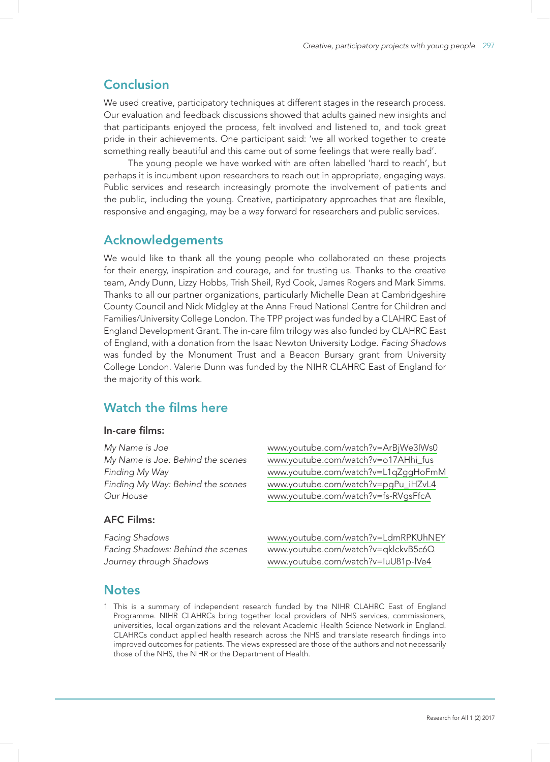## Conclusion

We used creative, participatory techniques at different stages in the research process. Our evaluation and feedback discussions showed that adults gained new insights and that participants enjoyed the process, felt involved and listened to, and took great pride in their achievements. One participant said: 'we all worked together to create something really beautiful and this came out of some feelings that were really bad'.

The young people we have worked with are often labelled 'hard to reach', but perhaps it is incumbent upon researchers to reach out in appropriate, engaging ways. Public services and research increasingly promote the involvement of patients and the public, including the young. Creative, participatory approaches that are flexible, responsive and engaging, may be a way forward for researchers and public services.

## Acknowledgements

We would like to thank all the young people who collaborated on these projects for their energy, inspiration and courage, and for trusting us. Thanks to the creative team, Andy Dunn, Lizzy Hobbs, Trish Sheil, Ryd Cook, James Rogers and Mark Simms. Thanks to all our partner organizations, particularly Michelle Dean at Cambridgeshire County Council and Nick Midgley at the Anna Freud National Centre for Children and Families/University College London. The TPP project was funded by a CLAHRC East of England Development Grant. The in-care film trilogy was also funded by CLAHRC East of England, with a donation from the Isaac Newton University Lodge. *Facing Shadows* was funded by the Monument Trust and a Beacon Bursary grant from University College London. Valerie Dunn was funded by the NIHR CLAHRC East of England for the majority of this work.

## Watch the films here

### In-care films:

| | |
|---|---|
| *My Name is Joe* | www.youtube.com/watch?v=ArBjWe3IWs0 |
| *My Name is Joe: Behind the scenes* | www.youtube.com/watch?v=o17AHhi_fus |
| *Finding My Way* | www.youtube.com/watch?v=L1qZggHoFmM |
| *Finding My Way: Behind the scenes* | www.youtube.com/watch?v=pgPu_iHZvL4 |
| *Our House* | www.youtube.com/watch?v=fs-RVgsFfcA |

### AFC Films:

| | |
|---|---|
| *Facing Shadows* | www.youtube.com/watch?v=LdmRPKUhNEY |
| *Facing Shadows: Behind the scenes* | www.youtube.com/watch?v=qklckvB5c6Q |
| *Journey through Shadows* | www.youtube.com/watch?v=IuU81p-lVe4 |

## Notes

1 This is a summary of independent research funded by the NIHR CLAHRC East of England Programme. NIHR CLAHRCs bring together local providers of NHS services, commissioners, universities, local organizations and the relevant Academic Health Science Network in England. CLAHRCs conduct applied health research across the NHS and translate research findings into improved outcomes for patients. The views expressed are those of the authors and not necessarily those of the NHS, the NIHR or the Department of Health.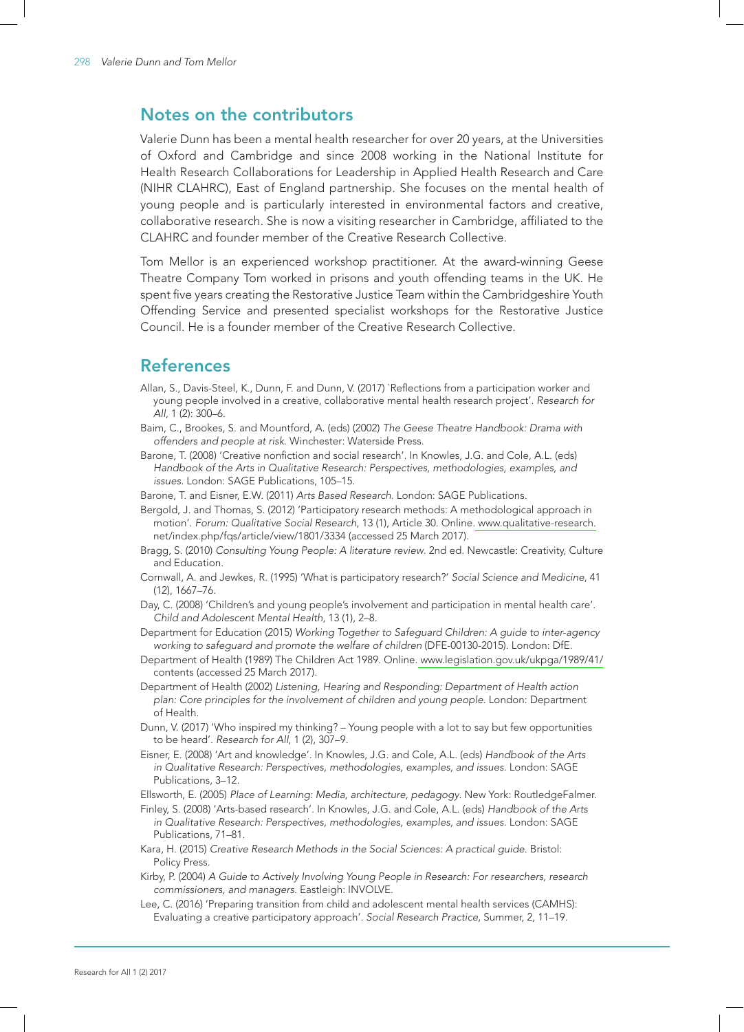## Notes on the contributors

Valerie Dunn has been a mental health researcher for over 20 years, at the Universities of Oxford and Cambridge and since 2008 working in the National Institute for Health Research Collaborations for Leadership in Applied Health Research and Care (NIHR CLAHRC), East of England partnership. She focuses on the mental health of young people and is particularly interested in environmental factors and creative, collaborative research. She is now a visiting researcher in Cambridge, affiliated to the CLAHRC and founder member of the Creative Research Collective.

Tom Mellor is an experienced workshop practitioner. At the award-winning Geese Theatre Company Tom worked in prisons and youth offending teams in the UK. He spent five years creating the Restorative Justice Team within the Cambridgeshire Youth Offending Service and presented specialist workshops for the Restorative Justice Council. He is a founder member of the Creative Research Collective.

## References

Allan, S., Davis-Steel, K., Dunn, F. and Dunn, V. (2017) `Reflections from a participation worker and young people involved in a creative, collaborative mental health research project'. *Research for All*, 1 (2): 300–6.

Baim, C., Brookes, S. and Mountford, A. (eds) (2002) *The Geese Theatre Handbook: Drama with offenders and people at risk.* Winchester: Waterside Press.

Barone, T. (2008) 'Creative nonfiction and social research'. In Knowles, J.G. and Cole, A.L. (eds) *Handbook of the Arts in Qualitative Research: Perspectives, methodologies, examples, and issues.* London: SAGE Publications, 105–15.

Barone, T. and Eisner, E.W. (2011) *Arts Based Research.* London: SAGE Publications.

Bergold, J. and Thomas, S. (2012) 'Participatory research methods: A methodological approach in motion'. *Forum: Qualitative Social Research*, 13 (1), Article 30. Online. www.qualitative-research.net/index.php/fqs/article/view/1801/3334 (accessed 25 March 2017).

Bragg, S. (2010) *Consulting Young People: A literature review.* 2nd ed. Newcastle: Creativity, Culture and Education.

Cornwall, A. and Jewkes, R. (1995) 'What is participatory research?' *Social Science and Medicine*, 41 (12), 1667–76.

Day, C. (2008) 'Children's and young people's involvement and participation in mental health care'. *Child and Adolescent Mental Health*, 13 (1), 2–8.

Department for Education (2015) *Working Together to Safeguard Children: A guide to inter-agency working to safeguard and promote the welfare of children* (DFE-00130-2015). London: DfE.

Department of Health (1989) The Children Act 1989. Online. www.legislation.gov.uk/ukpga/1989/41/contents (accessed 25 March 2017).

Department of Health (2002) *Listening, Hearing and Responding: Department of Health action plan: Core principles for the involvement of children and young people.* London: Department of Health.

Dunn, V. (2017) 'Who inspired my thinking? – Young people with a lot to say but few opportunities to be heard'. *Research for All*, 1 (2), 307–9.

Eisner, E. (2008) 'Art and knowledge'. In Knowles, J.G. and Cole, A.L. (eds) *Handbook of the Arts in Qualitative Research: Perspectives, methodologies, examples, and issues.* London: SAGE Publications, 3–12.

Ellsworth, E. (2005) *Place of Learning: Media, architecture, pedagogy.* New York: RoutledgeFalmer.

Finley, S. (2008) 'Arts-based research'. In Knowles, J.G. and Cole, A.L. (eds) *Handbook of the Arts in Qualitative Research: Perspectives, methodologies, examples, and issues.* London: SAGE Publications, 71–81.

Kara, H. (2015) *Creative Research Methods in the Social Sciences: A practical guide.* Bristol: Policy Press.

Kirby, P. (2004) *A Guide to Actively Involving Young People in Research: For researchers, research commissioners, and managers.* Eastleigh: INVOLVE.

Lee, C. (2016) 'Preparing transition from child and adolescent mental health services (CAMHS): Evaluating a creative participatory approach'. *Social Research Practice*, Summer, 2, 11–19.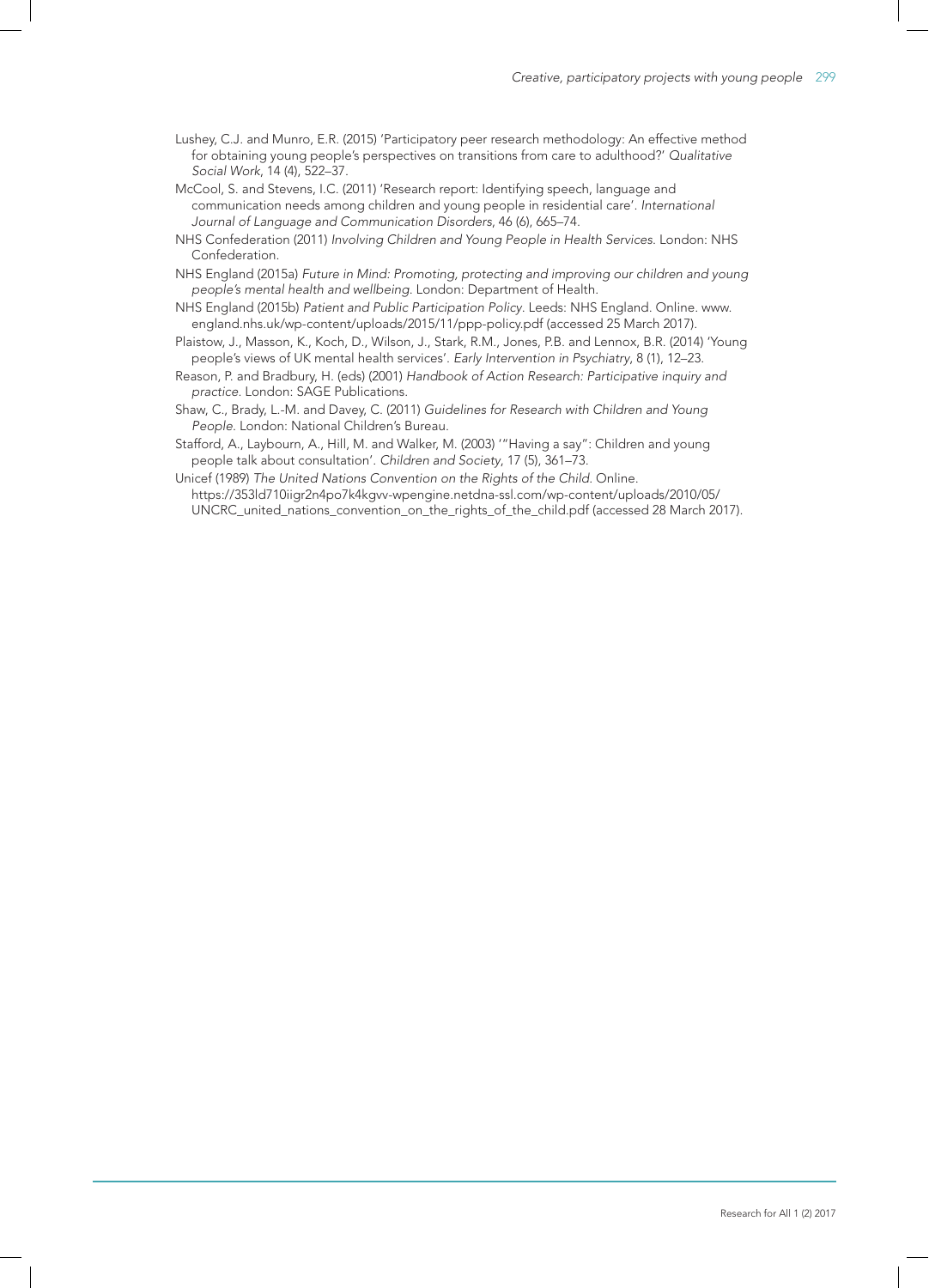Lushey, C.J. and Munro, E.R. (2015) 'Participatory peer research methodology: An effective method for obtaining young people's perspectives on transitions from care to adulthood?' *Qualitative Social Work*, 14 (4), 522–37.

McCool, S. and Stevens, I.C. (2011) 'Research report: Identifying speech, language and communication needs among children and young people in residential care'. *International Journal of Language and Communication Disorders*, 46 (6), 665–74.

NHS Confederation (2011) *Involving Children and Young People in Health Services*. London: NHS Confederation.

NHS England (2015a) *Future in Mind: Promoting, protecting and improving our children and young people's mental health and wellbeing*. London: Department of Health.

NHS England (2015b) *Patient and Public Participation Policy*. Leeds: NHS England. Online. www.england.nhs.uk/wp-content/uploads/2015/11/ppp-policy.pdf (accessed 25 March 2017).

Plaistow, J., Masson, K., Koch, D., Wilson, J., Stark, R.M., Jones, P.B. and Lennox, B.R. (2014) 'Young people's views of UK mental health services'. *Early Intervention in Psychiatry*, 8 (1), 12–23.

Reason, P. and Bradbury, H. (eds) (2001) *Handbook of Action Research: Participative inquiry and practice*. London: SAGE Publications.

Shaw, C., Brady, L.-M. and Davey, C. (2011) *Guidelines for Research with Children and Young People*. London: National Children's Bureau.

Stafford, A., Laybourn, A., Hill, M. and Walker, M. (2003) '"Having a say": Children and young people talk about consultation'. *Children and Society*, 17 (5), 361–73.

Unicef (1989) *The United Nations Convention on the Rights of the Child*. Online. https://353ld710iigr2n4po7k4kgvv-wpengine.netdna-ssl.com/wp-content/uploads/2010/05/UNCRC_united_nations_convention_on_the_rights_of_the_child.pdf (accessed 28 March 2017).